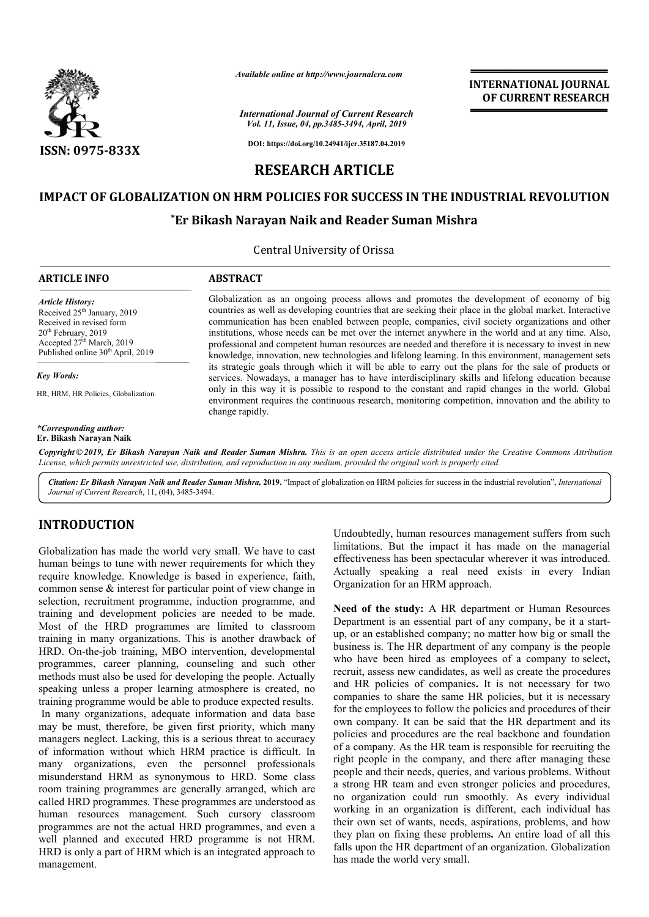*Available online at http://www.journalcra.com*

*International Journal of Current Research*
*Vol. 11, Issue, 04, pp.3485-3494, April, 2019*

**DOI: https://doi.org/10.24941/ijcr.35187.04.2019**

**INTERNATIONAL JOURNAL OF CURRENT RESEARCH**

**ISSN: 0975-833X**

# RESEARCH ARTICLE

# IMPACT OF GLOBALIZATION ON HRM POLICIES FOR SUCCESS IN THE INDUSTRIAL REVOLUTION

**\*Er Bikash Narayan Naik and Reader Suman Mishra**

Central University of Orissa

## ARTICLE INFO

*Article History:*
Received 25th January, 2019
Received in revised form
20th February, 2019
Accepted 27th March, 2019
Published online 30th April, 2019

*Key Words:*

HR, HRM, HR Policies, Globalization.

*\*Corresponding author:*
**Er. Bikash Narayan Naik**

## ABSTRACT

Globalization as an ongoing process allows and promotes the development of economy of big countries as well as developing countries that are seeking their place in the global market. Interactive communication has been enabled between people, companies, civil society organizations and other institutions, whose needs can be met over the internet anywhere in the world and at any time. Also, professional and competent human resources are needed and therefore it is necessary to invest in new knowledge, innovation, new technologies and lifelong learning. In this environment, management sets its strategic goals through which it will be able to carry out the plans for the sale of products or services. Nowadays, a manager has to have interdisciplinary skills and lifelong education because only in this way it is possible to respond to the constant and rapid changes in the world. Global environment requires the continuous research, monitoring competition, innovation and the ability to change rapidly.

***Copyright © 2019, Er Bikash Narayan Naik and Reader Suman Mishra.*** *This is an open access article distributed under the Creative Commons Attribution License, which permits unrestricted use, distribution, and reproduction in any medium, provided the original work is properly cited.*

***Citation: Er Bikash Narayan Naik and Reader Suman Mishra,*** **2019.** *"Impact of globalization on HRM policies for success in the industrial revolution", International Journal of Current Research, 11, (04), 3485-3494.*

## INTRODUCTION

Globalization has made the world very small. We have to cast human beings to tune with newer requirements for which they require knowledge. Knowledge is based in experience, faith, common sense & interest for particular point of view change in selection, recruitment programme, induction programme, and training and development policies are needed to be made. Most of the HRD programmes are limited to classroom training in many organizations. This is another drawback of HRD. On-the-job training, MBO intervention, developmental programmes, career planning, counseling and such other methods must also be used for developing the people. Actually speaking unless a proper learning atmosphere is created, no training programme would be able to produce expected results. In many organizations, adequate information and data base may be must, therefore, be given first priority, which many managers neglect. Lacking, this is a serious threat to accuracy of information without which HRM practice is difficult. In many organizations, even the personnel professionals misunderstand HRM as synonymous to HRD. Some class room training programmes are generally arranged, which are called HRD programmes. These programmes are understood as human resources management. Such cursory classroom programmes are not the actual HRD programmes, and even a well planned and executed HRD programme is not HRM. HRD is only a part of HRM which is an integrated approach to management.

Undoubtedly, human resources management suffers from such limitations. But the impact it has made on the managerial effectiveness has been spectacular wherever it was introduced. Actually speaking a real need exists in every Indian Organization for an HRM approach.

**Need of the study:** A HR department or Human Resources Department is an essential part of any company, be it a start-up, or an established company; no matter how big or small the business is. The HR department of any company is the people who have been hired as employees of a company to select**,** recruit, assess new candidates, as well as create the procedures and HR policies of companies**.** It is not necessary for two companies to share the same HR policies, but it is necessary for the employees to follow the policies and procedures of their own company. It can be said that the HR department and its policies and procedures are the real backbone and foundation of a company. As the HR team is responsible for recruiting the right people in the company, and there after managing these people and their needs, queries, and various problems. Without a strong HR team and even stronger policies and procedures, no organization could run smoothly. As every individual working in an organization is different, each individual has their own set of wants, needs, aspirations, problems, and how they plan on fixing these problems**.** An entire load of all this falls upon the HR department of an organization. Globalization has made the world very small.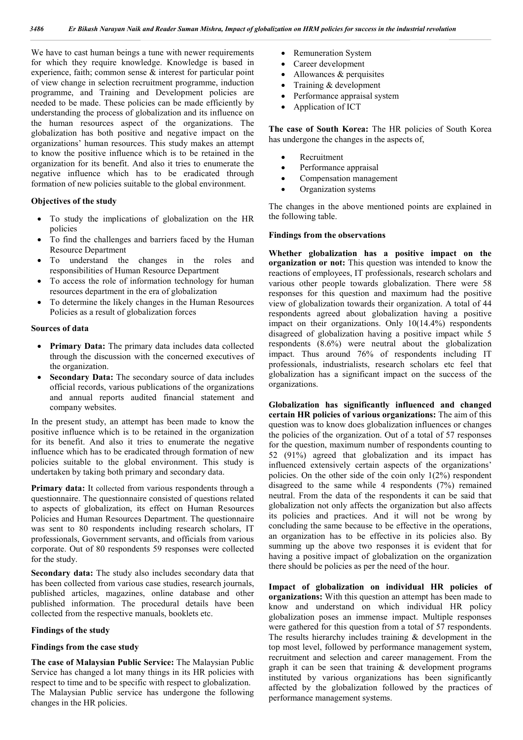We have to cast human beings a tune with newer requirements for which they require knowledge. Knowledge is based in experience, faith; common sense & interest for particular point of view change in selection recruitment programme, induction programme, and Training and Development policies are needed to be made. These policies can be made efficiently by understanding the process of globalization and its influence on the human resources aspect of the organizations. The globalization has both positive and negative impact on the organizations' human resources. This study makes an attempt to know the positive influence which is to be retained in the organization for its benefit. And also it tries to enumerate the negative influence which has to be eradicated through formation of new policies suitable to the global environment.

**Objectives of the study**

- To study the implications of globalization on the HR policies
- To find the challenges and barriers faced by the Human Resource Department
- To understand the changes in the roles and responsibilities of Human Resource Department
- To access the role of information technology for human resources department in the era of globalization
- To determine the likely changes in the Human Resources Policies as a result of globalization forces

**Sources of data**

- **Primary Data:** The primary data includes data collected through the discussion with the concerned executives of the organization.
- **Secondary Data:** The secondary source of data includes official records, various publications of the organizations and annual reports audited financial statement and company websites.

In the present study, an attempt has been made to know the positive influence which is to be retained in the organization for its benefit. And also it tries to enumerate the negative influence which has to be eradicated through formation of new policies suitable to the global environment. This study is undertaken by taking both primary and secondary data.

**Primary data:** It collected from various respondents through a questionnaire. The questionnaire consisted of questions related to aspects of globalization, its effect on Human Resources Policies and Human Resources Department. The questionnaire was sent to 80 respondents including research scholars, IT professionals, Government servants, and officials from various corporate. Out of 80 respondents 59 responses were collected for the study.

**Secondary data:** The study also includes secondary data that has been collected from various case studies, research journals, published articles, magazines, online database and other published information. The procedural details have been collected from the respective manuals, booklets etc.

**Findings of the study**

**Findings from the case study**

**The case of Malaysian Public Service:** The Malaysian Public Service has changed a lot many things in its HR policies with respect to time and to be specific with respect to globalization. The Malaysian Public service has undergone the following changes in the HR policies.

- Remuneration System
- Career development
- Allowances & perquisites
- Training & development
- Performance appraisal system
- Application of ICT

**The case of South Korea:** The HR policies of South Korea has undergone the changes in the aspects of,

- Recruitment
- Performance appraisal
- Compensation management
- Organization systems

The changes in the above mentioned points are explained in the following table.

**Findings from the observations**

**Whether globalization has a positive impact on the organization or not:** This question was intended to know the reactions of employees, IT professionals, research scholars and various other people towards globalization. There were 58 responses for this question and maximum had the positive view of globalization towards their organization. A total of 44 respondents agreed about globalization having a positive impact on their organizations. Only 10(14.4%) respondents disagreed of globalization having a positive impact while 5 respondents (8.6%) were neutral about the globalization impact. Thus around 76% of respondents including IT professionals, industrialists, research scholars etc feel that globalization has a significant impact on the success of the organizations.

**Globalization has significantly influenced and changed certain HR policies of various organizations:** The aim of this question was to know does globalization influences or changes the policies of the organization. Out of a total of 57 responses for the question, maximum number of respondents counting to 52 (91%) agreed that globalization and its impact has influenced extensively certain aspects of the organizations' policies. On the other side of the coin only 1(2%) respondent disagreed to the same while 4 respondents (7%) remained neutral. From the data of the respondents it can be said that globalization not only affects the organization but also affects its policies and practices. And it will not be wrong by concluding the same because to be effective in the operations, an organization has to be effective in its policies also. By summing up the above two responses it is evident that for having a positive impact of globalization on the organization there should be policies as per the need of the hour.

**Impact of globalization on individual HR policies of organizations:** With this question an attempt has been made to know and understand on which individual HR policy globalization poses an immense impact. Multiple responses were gathered for this question from a total of 57 respondents. The results hierarchy includes training & development in the top most level, followed by performance management system, recruitment and selection and career management. From the graph it can be seen that training & development programs instituted by various organizations has been significantly affected by the globalization followed by the practices of performance management systems.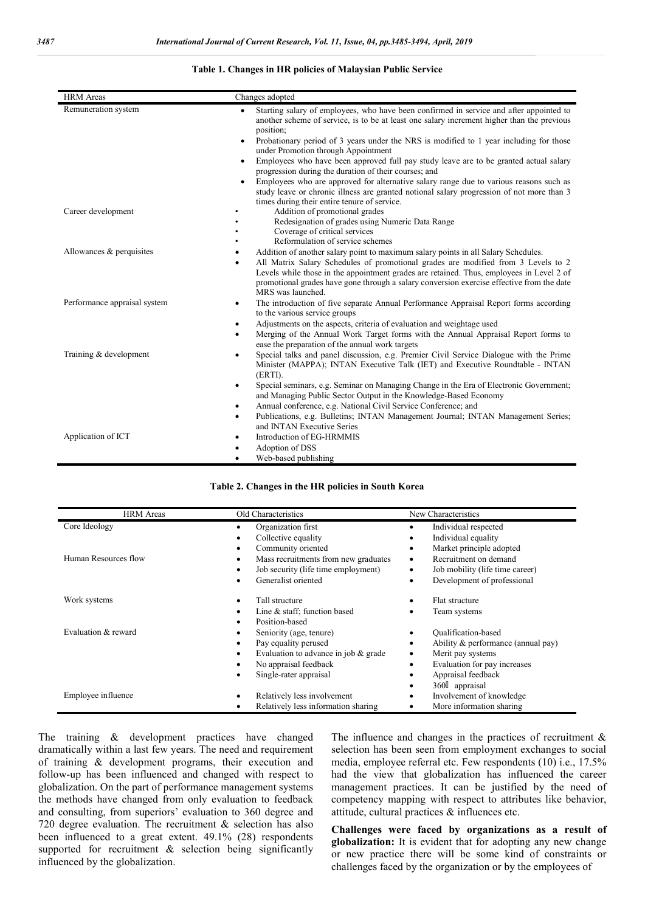**Table 1. Changes in HR policies of Malaysian Public Service**

| HRM Areas | Changes adopted |
|---|---|
| Remuneration system | • Starting salary of employees, who have been confirmed in service and after appointed to another scheme of service, is to be at least one salary increment higher than the previous position;<br>• Probationary period of 3 years under the NRS is modified to 1 year including for those under Promotion through Appointment<br>• Employees who have been approved full pay study leave are to be granted actual salary progression during the duration of their courses; and<br>• Employees who are approved for alternative salary range due to various reasons such as study leave or chronic illness are granted notional salary progression of not more than 3 times during their entire tenure of service. |
| Career development | • Addition of promotional grades<br>• Redesignation of grades using Numeric Data Range<br>• Coverage of critical services<br>• Reformulation of service schemes |
| Allowances & perquisites | • Addition of another salary point to maximum salary points in all Salary Schedules.<br>• All Matrix Salary Schedules of promotional grades are modified from 3 Levels to 2 Levels while those in the appointment grades are retained. Thus, employees in Level 2 of promotional grades have gone through a salary conversion exercise effective from the date MRS was launched. |
| Performance appraisal system | • The introduction of five separate Annual Performance Appraisal Report forms according to the various service groups<br>• Adjustments on the aspects, criteria of evaluation and weightage used<br>• Merging of the Annual Work Target forms with the Annual Appraisal Report forms to ease the preparation of the annual work targets |
| Training & development | • Special talks and panel discussion, e.g. Premier Civil Service Dialogue with the Prime Minister (MAPPA); INTAN Executive Talk (IET) and Executive Roundtable - INTAN (ERTI).<br>• Special seminars, e.g. Seminar on Managing Change in the Era of Electronic Government; and Managing Public Sector Output in the Knowledge-Based Economy<br>• Annual conference, e.g. National Civil Service Conference; and<br>• Publications, e.g. Bulletins; INTAN Management Journal; INTAN Management Series; and INTAN Executive Series |
| Application of ICT | • Introduction of EG-HRMMIS<br>• Adoption of DSS<br>• Web-based publishing |

**Table 2. Changes in the HR policies in South Korea**

| HRM Areas | Old Characteristics | New Characteristics |
|---|---|---|
| Core Ideology | • Organization first<br>• Collective equality<br>• Community oriented | • Individual respected<br>• Individual equality<br>• Market principle adopted |
| Human Resources flow | • Mass recruitments from new graduates<br>• Job security (life time employment)<br>• Generalist oriented | • Recruitment on demand<br>• Job mobility (life time career)<br>• Development of professional |
| Work systems | • Tall structure<br>• Line & staff; function based<br>• Position-based | • Flat structure<br>• Team systems |
| Evaluation & reward | • Seniority (age, tenure)<br>• Pay equality perused<br>• Evaluation to advance in job & grade<br>• No appraisal feedback<br>• Single-rater appraisal | • Qualification-based<br>• Ability & performance (annual pay)<br>• Merit pay systems<br>• Evaluation for pay increases<br>• Appraisal feedback<br>• 360 appraisal |
| Employee influence | • Relatively less involvement<br>• Relatively less information sharing | • Involvement of knowledge<br>• More information sharing |

The training & development practices have changed dramatically within a last few years. The need and requirement of training & development programs, their execution and follow-up has been influenced and changed with respect to globalization. On the part of performance management systems the methods have changed from only evaluation to feedback and consulting, from superiors' evaluation to 360 degree and 720 degree evaluation. The recruitment & selection has also been influenced to a great extent. 49.1% (28) respondents supported for recruitment & selection being significantly influenced by the globalization.

The influence and changes in the practices of recruitment & selection has been seen from employment exchanges to social media, employee referral etc. Few respondents (10) i.e., 17.5% had the view that globalization has influenced the career management practices. It can be justified by the need of competency mapping with respect to attributes like behavior, attitude, cultural practices & influences etc.

**Challenges were faced by organizations as a result of globalization:** It is evident that for adopting any new change or new practice there will be some kind of constraints or challenges faced by the organization or by the employees of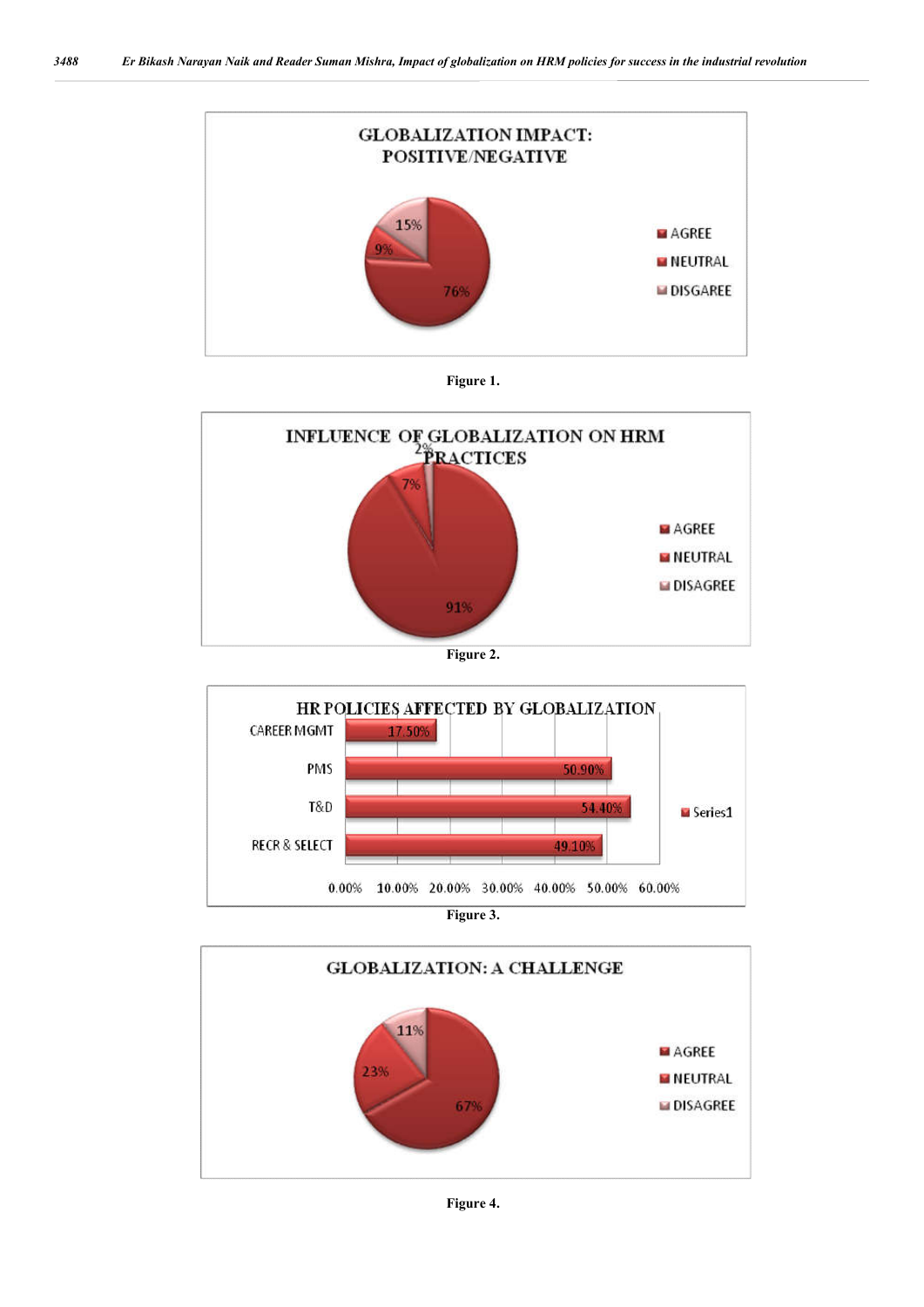Figure 1.

Figure 2.

Figure 3.

Figure 4.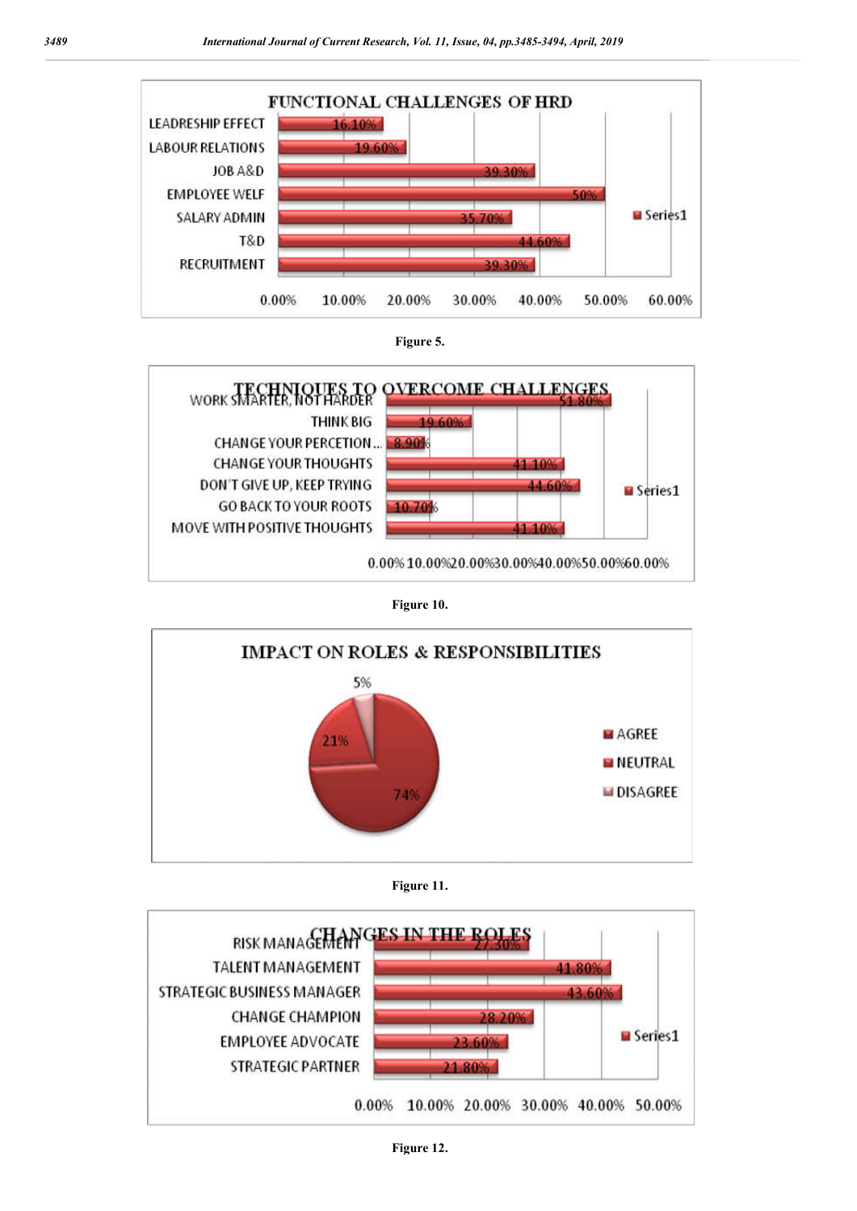**FUNCTIONAL CHALLENGES OF HRD**

| Challenge | Series1 |
|---|---|
| LEADRESHIP EFFECT | 16.10% |
| LABOUR RELATIONS | 19.60% |
| JOB A&D | 39.30% |
| EMPLOYEE WELF | 50% |
| SALARY ADMIN | 35.70% |
| T&D | 44.60% |
| RECRUITMENT | 39.30% |

Figure 5.

**TECHNIQUES TO OVERCOME CHALLENGES**

| Technique | Series1 |
|---|---|
| WORK SMARTER, NOT HARDER | 51.80% |
| THINK BIG | 19.60% |
| CHANGE YOUR PERCETION... | 8.90% |
| CHANGE YOUR THOUGHTS | 41.10% |
| DON'T GIVE UP, KEEP TRYING | 44.60% |
| GO BACK TO YOUR ROOTS | 10.70% |
| MOVE WITH POSITIVE THOUGHTS | 41.10% |

Figure 10.

**IMPACT ON ROLES & RESPONSIBILITIES**

| Response | Percentage |
|---|---|
| AGREE | 74% |
| NEUTRAL | 21% |
| DISAGREE | 5% |

Figure 11.

**CHANGES IN THE ROLES**

| Role | Series1 |
|---|---|
| RISK MANAGEMENT | 27.30% |
| TALENT MANAGEMENT | 41.80% |
| STRATEGIC BUSINESS MANAGER | 43.60% |
| CHANGE CHAMPION | 28.20% |
| EMPLOYEE ADVOCATE | 23.60% |
| STRATEGIC PARTNER | 21.80% |

Figure 12.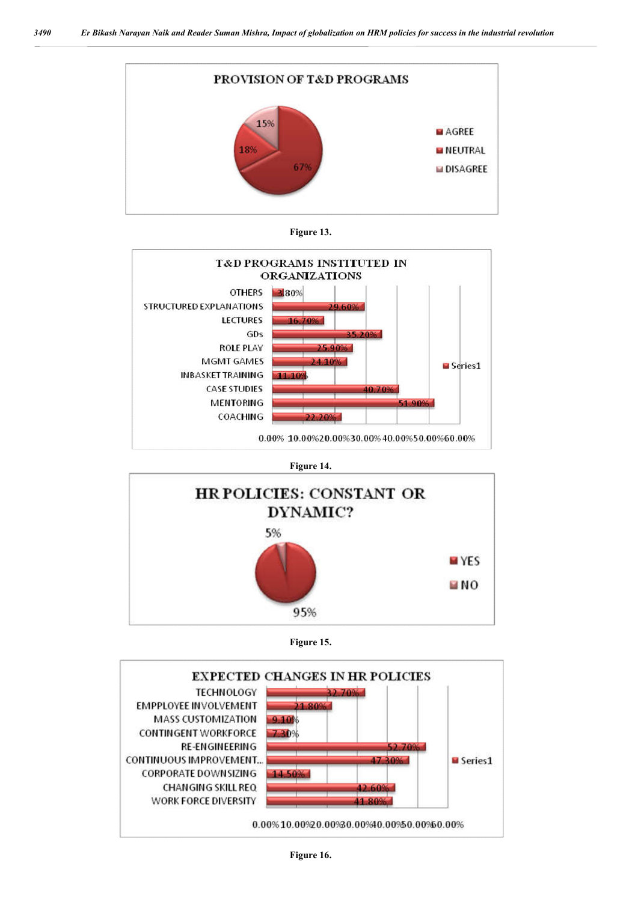**PROVISION OF T&D PROGRAMS**

- AGREE: 67%
- NEUTRAL: 18%
- DISAGREE: 15%

Figure 13.

**T&D PROGRAMS INSTITUTED IN ORGANIZATIONS**

| Program | Series1 |
| --- | --- |
| OTHERS | 3.80% |
| STRUCTURED EXPLANATIONS | 29.60% |
| LECTURES | 16.70% |
| GDs | 35.20% |
| ROLE PLAY | 25.90% |
| MGMT GAMES | 24.10% |
| INBASKET TRAINING | 11.10% |
| CASE STUDIES | 40.70% |
| MENTORING | 51.90% |
| COACHING | 22.20% |

Figure 14.

**HR POLICIES: CONSTANT OR DYNAMIC?**

- YES: 95%
- NO: 5%

Figure 15.

**EXPECTED CHANGES IN HR POLICIES**

| Change | Series1 |
| --- | --- |
| TECHNOLOGY | 32.70% |
| EMPPLOYEE INVOLVEMENT | 21.80% |
| MASS CUSTOMIZATION | 9.10% |
| CONTINGENT WORKFORCE | 7.30% |
| RE-ENGINEERING | 52.70% |
| CONTINUOUS IMPROVEMENT... | 47.30% |
| CORPORATE DOWNSIZING | 14.50% |
| CHANGING SKILL REQ | 42.60% |
| WORK FORCE DIVERSITY | 41.80% |

Figure 16.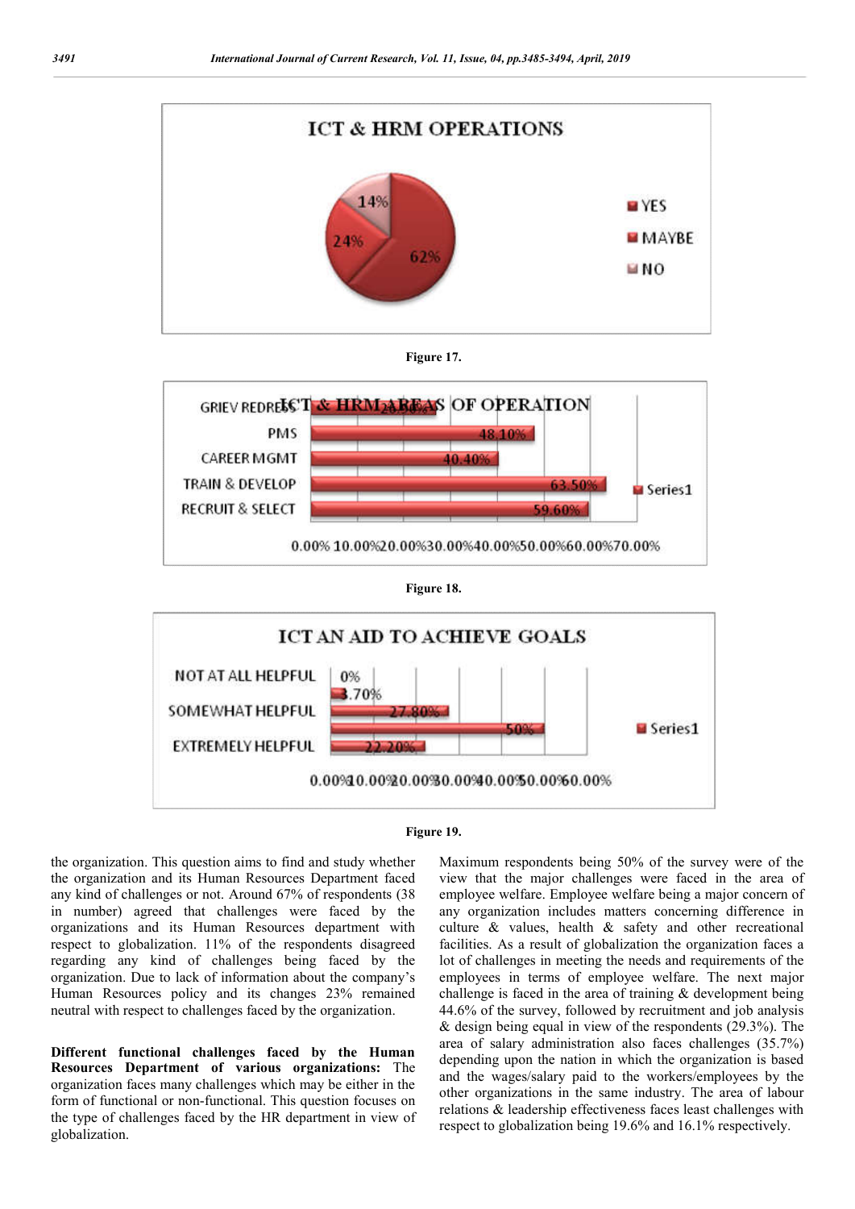Figure 17.

Figure 18.

Figure 19.

the organization. This question aims to find and study whether the organization and its Human Resources Department faced any kind of challenges or not. Around 67% of respondents (38 in number) agreed that challenges were faced by the organizations and its Human Resources department with respect to globalization. 11% of the respondents disagreed regarding any kind of challenges being faced by the organization. Due to lack of information about the company's Human Resources policy and its changes 23% remained neutral with respect to challenges faced by the organization.

**Different functional challenges faced by the Human Resources Department of various organizations:** The organization faces many challenges which may be either in the form of functional or non-functional. This question focuses on the type of challenges faced by the HR department in view of globalization.

Maximum respondents being 50% of the survey were of the view that the major challenges were faced in the area of employee welfare. Employee welfare being a major concern of any organization includes matters concerning difference in culture & values, health & safety and other recreational facilities. As a result of globalization the organization faces a lot of challenges in meeting the needs and requirements of the employees in terms of employee welfare. The next major challenge is faced in the area of training & development being 44.6% of the survey, followed by recruitment and job analysis & design being equal in view of the respondents (29.3%). The area of salary administration also faces challenges (35.7%) depending upon the nation in which the organization is based and the wages/salary paid to the workers/employees by the other organizations in the same industry. The area of labour relations & leadership effectiveness faces least challenges with respect to globalization being 19.6% and 16.1% respectively.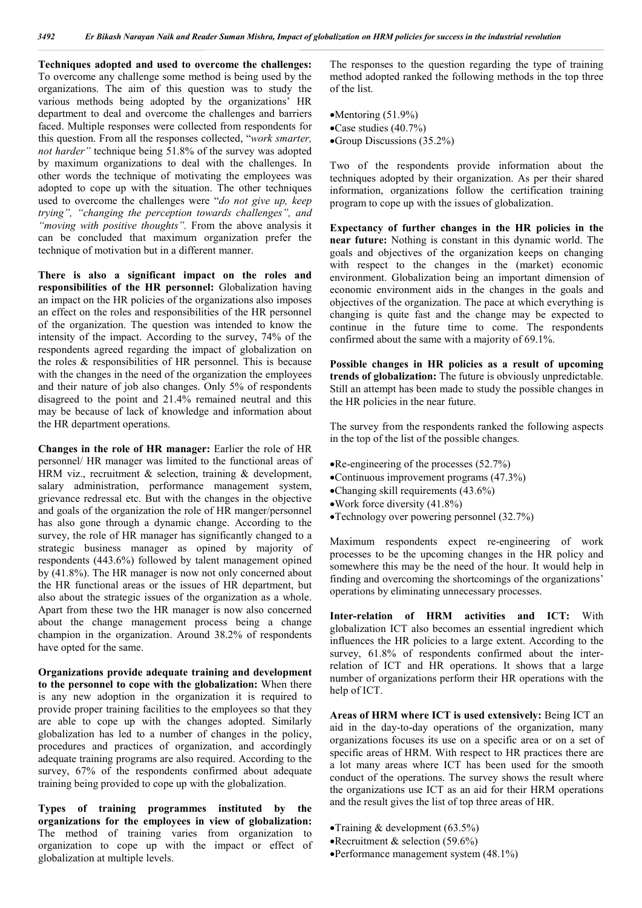**Techniques adopted and used to overcome the challenges:** To overcome any challenge some method is being used by the organizations. The aim of this question was to study the various methods being adopted by the organizations' HR department to deal and overcome the challenges and barriers faced. Multiple responses were collected from respondents for this question. From all the responses collected, "*work smarter, not harder"* technique being 51.8% of the survey was adopted by maximum organizations to deal with the challenges. In other words the technique of motivating the employees was adopted to cope up with the situation. The other techniques used to overcome the challenges were "*do not give up, keep trying", "changing the perception towards challenges", and "moving with positive thoughts".* From the above analysis it can be concluded that maximum organization prefer the technique of motivation but in a different manner.

**There is also a significant impact on the roles and responsibilities of the HR personnel:** Globalization having an impact on the HR policies of the organizations also imposes an effect on the roles and responsibilities of the HR personnel of the organization. The question was intended to know the intensity of the impact. According to the survey, 74% of the respondents agreed regarding the impact of globalization on the roles & responsibilities of HR personnel. This is because with the changes in the need of the organization the employees and their nature of job also changes. Only 5% of respondents disagreed to the point and 21.4% remained neutral and this may be because of lack of knowledge and information about the HR department operations.

**Changes in the role of HR manager:** Earlier the role of HR personnel/ HR manager was limited to the functional areas of HRM viz., recruitment & selection, training & development, salary administration, performance management system, grievance redressal etc. But with the changes in the objective and goals of the organization the role of HR manger/personnel has also gone through a dynamic change. According to the survey, the role of HR manager has significantly changed to a strategic business manager as opined by majority of respondents (443.6%) followed by talent management opined by (41.8%). The HR manager is now not only concerned about the HR functional areas or the issues of HR department, but also about the strategic issues of the organization as a whole. Apart from these two the HR manager is now also concerned about the change management process being a change champion in the organization. Around 38.2% of respondents have opted for the same.

**Organizations provide adequate training and development to the personnel to cope with the globalization:** When there is any new adoption in the organization it is required to provide proper training facilities to the employees so that they are able to cope up with the changes adopted. Similarly globalization has led to a number of changes in the policy, procedures and practices of organization, and accordingly adequate training programs are also required. According to the survey, 67% of the respondents confirmed about adequate training being provided to cope up with the globalization.

**Types of training programmes instituted by the organizations for the employees in view of globalization:** The method of training varies from organization to organization to cope up with the impact or effect of globalization at multiple levels.

The responses to the question regarding the type of training method adopted ranked the following methods in the top three of the list.

- Mentoring (51.9%)
- Case studies (40.7%)
- Group Discussions (35.2%)

Two of the respondents provide information about the techniques adopted by their organization. As per their shared information, organizations follow the certification training program to cope up with the issues of globalization.

**Expectancy of further changes in the HR policies in the near future:** Nothing is constant in this dynamic world. The goals and objectives of the organization keeps on changing with respect to the changes in the (market) economic environment. Globalization being an important dimension of economic environment aids in the changes in the goals and objectives of the organization. The pace at which everything is changing is quite fast and the change may be expected to continue in the future time to come. The respondents confirmed about the same with a majority of 69.1%.

**Possible changes in HR policies as a result of upcoming trends of globalization:** The future is obviously unpredictable. Still an attempt has been made to study the possible changes in the HR policies in the near future.

The survey from the respondents ranked the following aspects in the top of the list of the possible changes.

- Re-engineering of the processes (52.7%)
- Continuous improvement programs (47.3%)
- Changing skill requirements (43.6%)
- Work force diversity (41.8%)
- Technology over powering personnel (32.7%)

Maximum respondents expect re-engineering of work processes to be the upcoming changes in the HR policy and somewhere this may be the need of the hour. It would help in finding and overcoming the shortcomings of the organizations' operations by eliminating unnecessary processes.

**Inter-relation of HRM activities and ICT:** With globalization ICT also becomes an essential ingredient which influences the HR policies to a large extent. According to the survey, 61.8% of respondents confirmed about the inter-relation of ICT and HR operations. It shows that a large number of organizations perform their HR operations with the help of ICT.

**Areas of HRM where ICT is used extensively:** Being ICT an aid in the day-to-day operations of the organization, many organizations focuses its use on a specific area or on a set of specific areas of HRM. With respect to HR practices there are a lot many areas where ICT has been used for the smooth conduct of the operations. The survey shows the result where the organizations use ICT as an aid for their HRM operations and the result gives the list of top three areas of HR.

- Training & development (63.5%)
- Recruitment & selection (59.6%)
- Performance management system (48.1%)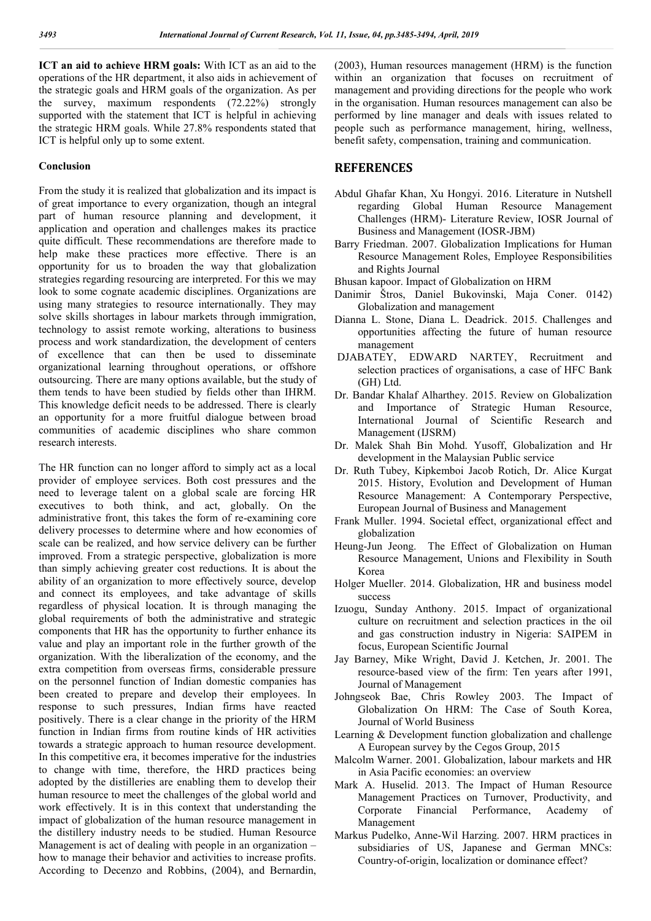**ICT an aid to achieve HRM goals:** With ICT as an aid to the operations of the HR department, it also aids in achievement of the strategic goals and HRM goals of the organization. As per the survey, maximum respondents (72.22%) strongly supported with the statement that ICT is helpful in achieving the strategic HRM goals. While 27.8% respondents stated that ICT is helpful only up to some extent.

### Conclusion

From the study it is realized that globalization and its impact is of great importance to every organization, though an integral part of human resource planning and development, it application and operation and challenges makes its practice quite difficult. These recommendations are therefore made to help make these practices more effective. There is an opportunity for us to broaden the way that globalization strategies regarding resourcing are interpreted. For this we may look to some cognate academic disciplines. Organizations are using many strategies to resource internationally. They may solve skills shortages in labour markets through immigration, technology to assist remote working, alterations to business process and work standardization, the development of centers of excellence that can then be used to disseminate organizational learning throughout operations, or offshore outsourcing. There are many options available, but the study of them tends to have been studied by fields other than IHRM. This knowledge deficit needs to be addressed. There is clearly an opportunity for a more fruitful dialogue between broad communities of academic disciplines who share common research interests.

The HR function can no longer afford to simply act as a local provider of employee services. Both cost pressures and the need to leverage talent on a global scale are forcing HR executives to both think, and act, globally. On the administrative front, this takes the form of re-examining core delivery processes to determine where and how economies of scale can be realized, and how service delivery can be further improved. From a strategic perspective, globalization is more than simply achieving greater cost reductions. It is about the ability of an organization to more effectively source, develop and connect its employees, and take advantage of skills regardless of physical location. It is through managing the global requirements of both the administrative and strategic components that HR has the opportunity to further enhance its value and play an important role in the further growth of the organization. With the liberalization of the economy, and the extra competition from overseas firms, considerable pressure on the personnel function of Indian domestic companies has been created to prepare and develop their employees. In response to such pressures, Indian firms have reacted positively. There is a clear change in the priority of the HRM function in Indian firms from routine kinds of HR activities towards a strategic approach to human resource development. In this competitive era, it becomes imperative for the industries to change with time, therefore, the HRD practices being adopted by the distilleries are enabling them to develop their human resource to meet the challenges of the global world and work effectively. It is in this context that understanding the impact of globalization of the human resource management in the distillery industry needs to be studied. Human Resource Management is act of dealing with people in an organization – how to manage their behavior and activities to increase profits. According to Decenzo and Robbins, (2004), and Bernardin, (2003), Human resources management (HRM) is the function within an organization that focuses on recruitment of management and providing directions for the people who work in the organisation. Human resources management can also be performed by line manager and deals with issues related to people such as performance management, hiring, wellness, benefit safety, compensation, training and communication.

## REFERENCES

- Abdul Ghafar Khan, Xu Hongyi. 2016. Literature in Nutshell regarding Global Human Resource Management Challenges (HRM)- Literature Review, IOSR Journal of Business and Management (IOSR-JBM)
- Barry Friedman. 2007. Globalization Implications for Human Resource Management Roles, Employee Responsibilities and Rights Journal
- Bhusan kapoor. Impact of Globalization on HRM
- Danimir Štros, Daniel Bukovinski, Maja Coner. 0142) Globalization and management
- Dianna L. Stone, Diana L. Deadrick. 2015. Challenges and opportunities affecting the future of human resource management
- DJABATEY, EDWARD NARTEY, Recruitment and selection practices of organisations, a case of HFC Bank (GH) Ltd.
- Dr. Bandar Khalaf Alharthey. 2015. Review on Globalization and Importance of Strategic Human Resource, International Journal of Scientific Research and Management (IJSRM)
- Dr. Malek Shah Bin Mohd. Yusoff, Globalization and Hr development in the Malaysian Public service
- Dr. Ruth Tubey, Kipkemboi Jacob Rotich, Dr. Alice Kurgat 2015. History, Evolution and Development of Human Resource Management: A Contemporary Perspective, European Journal of Business and Management
- Frank Muller. 1994. Societal effect, organizational effect and globalization
- Heung-Jun Jeong. The Effect of Globalization on Human Resource Management, Unions and Flexibility in South Korea
- Holger Mueller. 2014. Globalization, HR and business model success
- Izuogu, Sunday Anthony. 2015. Impact of organizational culture on recruitment and selection practices in the oil and gas construction industry in Nigeria: SAIPEM in focus, European Scientific Journal
- Jay Barney, Mike Wright, David J. Ketchen, Jr. 2001. The resource-based view of the firm: Ten years after 1991, Journal of Management
- Johngseok Bae, Chris Rowley 2003. The Impact of Globalization On HRM: The Case of South Korea, Journal of World Business
- Learning & Development function globalization and challenge A European survey by the Cegos Group, 2015
- Malcolm Warner. 2001. Globalization, labour markets and HR in Asia Pacific economies: an overview
- Mark A. Huselid. 2013. The Impact of Human Resource Management Practices on Turnover, Productivity, and Corporate Financial Performance, Academy of Management
- Markus Pudelko, Anne-Wil Harzing. 2007. HRM practices in subsidiaries of US, Japanese and German MNCs: Country-of-origin, localization or dominance effect?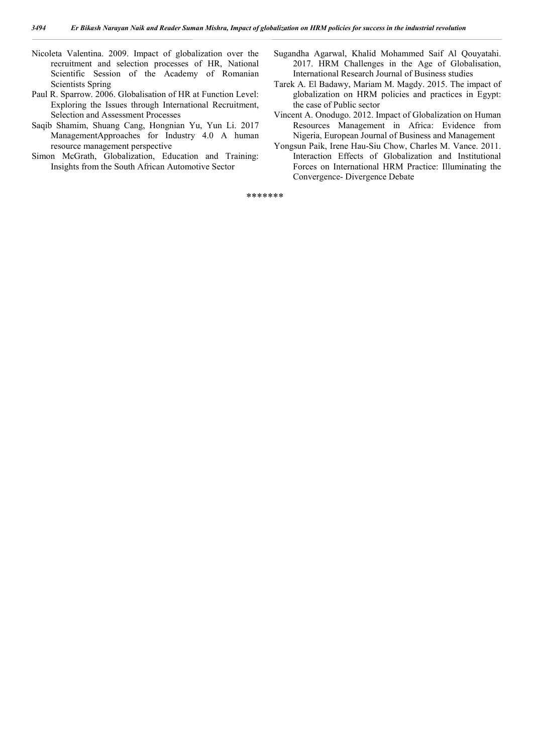Nicoleta Valentina. 2009. Impact of globalization over the recruitment and selection processes of HR, National Scientific Session of the Academy of Romanian Scientists Spring

Paul R. Sparrow. 2006. Globalisation of HR at Function Level: Exploring the Issues through International Recruitment, Selection and Assessment Processes

Saqib Shamim, Shuang Cang, Hongnian Yu, Yun Li. 2017 ManagementApproaches for Industry 4.0 A human resource management perspective

Simon McGrath, Globalization, Education and Training: Insights from the South African Automotive Sector

Sugandha Agarwal, Khalid Mohammed Saif Al Qouyatahi. 2017. HRM Challenges in the Age of Globalisation, International Research Journal of Business studies

Tarek A. El Badawy, Mariam M. Magdy. 2015. The impact of globalization on HRM policies and practices in Egypt: the case of Public sector

Vincent A. Onodugo. 2012. Impact of Globalization on Human Resources Management in Africa: Evidence from Nigeria, European Journal of Business and Management

Yongsun Paik, Irene Hau-Siu Chow, Charles M. Vance. 2011. Interaction Effects of Globalization and Institutional Forces on International HRM Practice: Illuminating the Convergence- Divergence Debate

*******